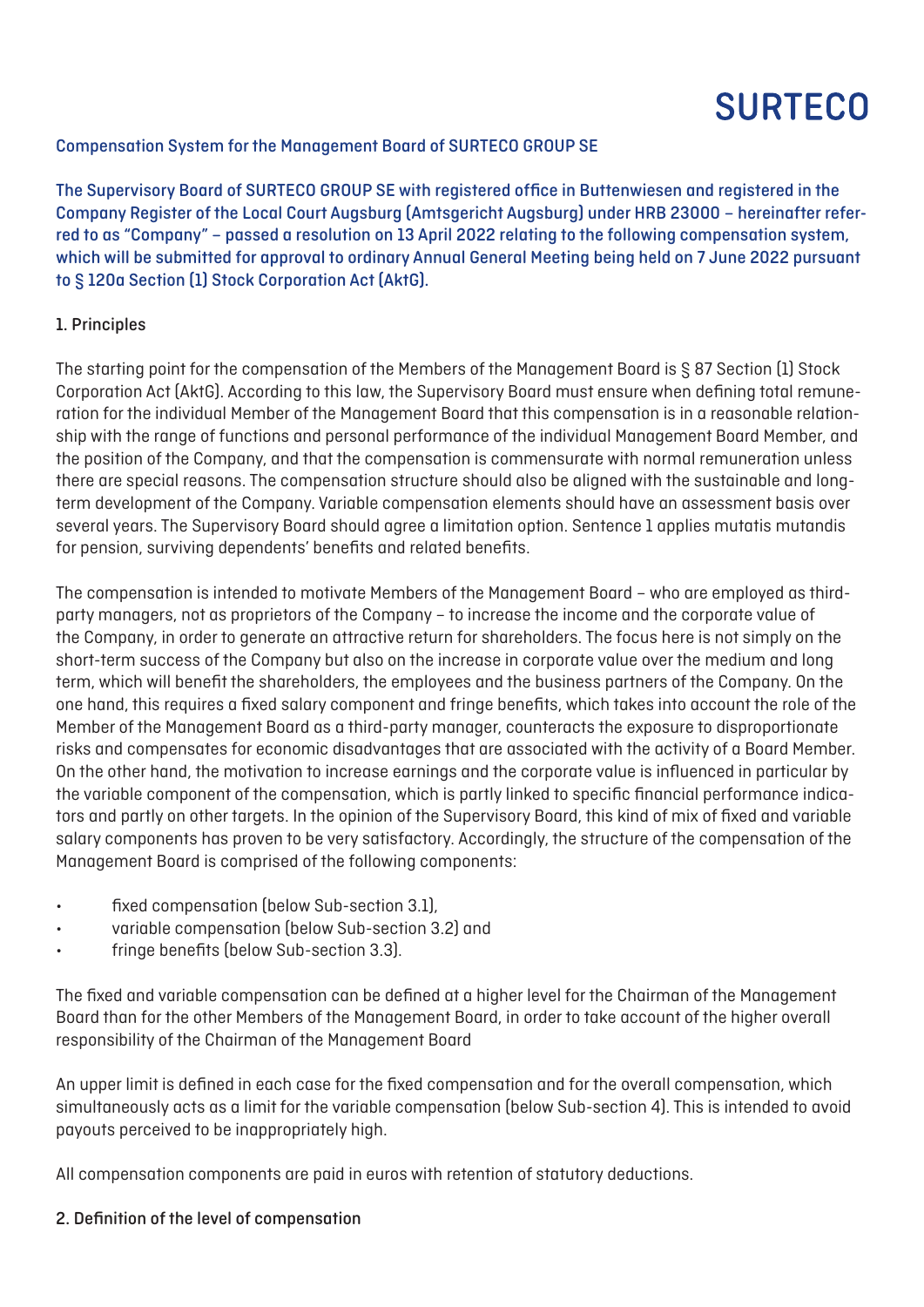# SURTECO

## Compensation System for the Management Board of SURTECO GROUP SE

The Supervisory Board of SURTECO GROUP SE with registered office in Buttenwiesen and registered in the Company Register of the Local Court Augsburg (Amtsgericht Augsburg) under HRB 23000 – hereinafter referred to as "Company" – passed a resolution on 13 April 2022 relating to the following compensation system, which will be submitted for approval to ordinary Annual General Meeting being held on 7 June 2022 pursuant to § 120a Section (1) Stock Corporation Act (AktG).

### 1. Principles

The starting point for the compensation of the Members of the Management Board is § 87 Section (1) Stock Corporation Act (AktG). According to this law, the Supervisory Board must ensure when defining total remuneration for the individual Member of the Management Board that this compensation is in a reasonable relationship with the range of functions and personal performance of the individual Management Board Member, and the position of the Company, and that the compensation is commensurate with normal remuneration unless there are special reasons. The compensation structure should also be aligned with the sustainable and long-term development of the Company. Variable compensation elements should have an assessment basis over several years. The Supervisory Board should agree a limitation option. Sentence 1 applies mutatis mutandis for pension, surviving dependents' benefits and related benefits.

The compensation is intended to motivate Members of the Management Board – who are employed as third-party managers, not as proprietors of the Company – to increase the income and the corporate value of the Company, in order to generate an attractive return for shareholders. The focus here is not simply on the short-term success of the Company but also on the increase in corporate value over the medium and long term, which will benefit the shareholders, the employees and the business partners of the Company. On the one hand, this requires a fixed salary component and fringe benefits, which takes into account the role of the Member of the Management Board as a third-party manager, counteracts the exposure to disproportionate risks and compensates for economic disadvantages that are associated with the activity of a Board Member. On the other hand, the motivation to increase earnings and the corporate value is influenced in particular by the variable component of the compensation, which is partly linked to specific financial performance indicators and partly on other targets. In the opinion of the Supervisory Board, this kind of mix of fixed and variable salary components has proven to be very satisfactory. Accordingly, the structure of the compensation of the Management Board is comprised of the following components:

- fixed compensation (below Sub-section 3.1),
- variable compensation (below Sub-section 3.2) and
- fringe benefits (below Sub-section 3.3).

The fixed and variable compensation can be defined at a higher level for the Chairman of the Management Board than for the other Members of the Management Board, in order to take account of the higher overall responsibility of the Chairman of the Management Board

An upper limit is defined in each case for the fixed compensation and for the overall compensation, which simultaneously acts as a limit for the variable compensation (below Sub-section 4). This is intended to avoid payouts perceived to be inappropriately high.

All compensation components are paid in euros with retention of statutory deductions.

### 2. Definition of the level of compensation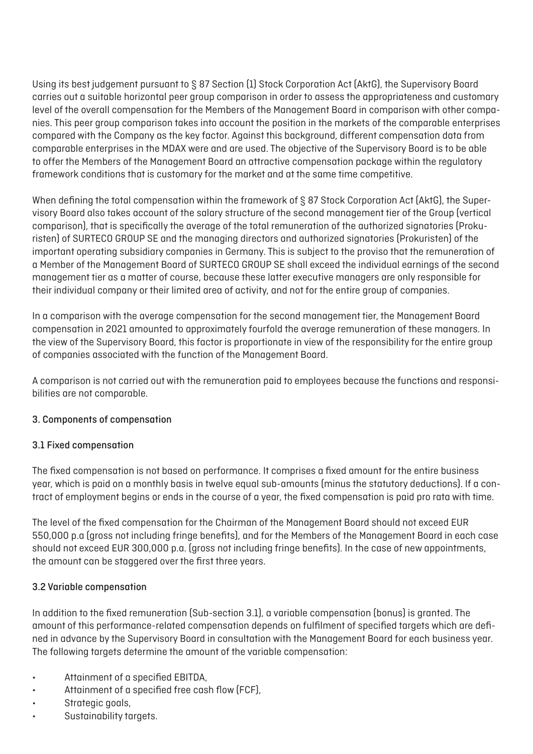Using its best judgement pursuant to § 87 Section (1) Stock Corporation Act (AktG), the Supervisory Board carries out a suitable horizontal peer group comparison in order to assess the appropriateness and customary level of the overall compensation for the Members of the Management Board in comparison with other companies. This peer group comparison takes into account the position in the markets of the comparable enterprises compared with the Company as the key factor. Against this background, different compensation data from comparable enterprises in the MDAX were and are used. The objective of the Supervisory Board is to be able to offer the Members of the Management Board an attractive compensation package within the regulatory framework conditions that is customary for the market and at the same time competitive.

When defining the total compensation within the framework of § 87 Stock Corporation Act (AktG), the Supervisory Board also takes account of the salary structure of the second management tier of the Group (vertical comparison), that is specifically the average of the total remuneration of the authorized signatories (Prokuristen) of SURTECO GROUP SE and the managing directors and authorized signatories (Prokuristen) of the important operating subsidiary companies in Germany. This is subject to the proviso that the remuneration of a Member of the Management Board of SURTECO GROUP SE shall exceed the individual earnings of the second management tier as a matter of course, because these latter executive managers are only responsible for their individual company or their limited area of activity, and not for the entire group of companies.

In a comparison with the average compensation for the second management tier, the Management Board compensation in 2021 amounted to approximately fourfold the average remuneration of these managers. In the view of the Supervisory Board, this factor is proportionate in view of the responsibility for the entire group of companies associated with the function of the Management Board.

A comparison is not carried out with the remuneration paid to employees because the functions and responsibilities are not comparable.

## 3. Components of compensation

### 3.1 Fixed compensation

The fixed compensation is not based on performance. It comprises a fixed amount for the entire business year, which is paid on a monthly basis in twelve equal sub-amounts (minus the statutory deductions). If a contract of employment begins or ends in the course of a year, the fixed compensation is paid pro rata with time.

The level of the fixed compensation for the Chairman of the Management Board should not exceed EUR 550,000 p.a (gross not including fringe benefits), and for the Members of the Management Board in each case should not exceed EUR 300,000 p.a. (gross not including fringe benefits). In the case of new appointments, the amount can be staggered over the first three years.

### 3.2 Variable compensation

In addition to the fixed remuneration (Sub-section 3.1), a variable compensation (bonus) is granted. The amount of this performance-related compensation depends on fulfilment of specified targets which are defined in advance by the Supervisory Board in consultation with the Management Board for each business year. The following targets determine the amount of the variable compensation:

- Attainment of a specified EBITDA,
- Attainment of a specified free cash flow (FCF),
- Strategic goals,
- Sustainability targets.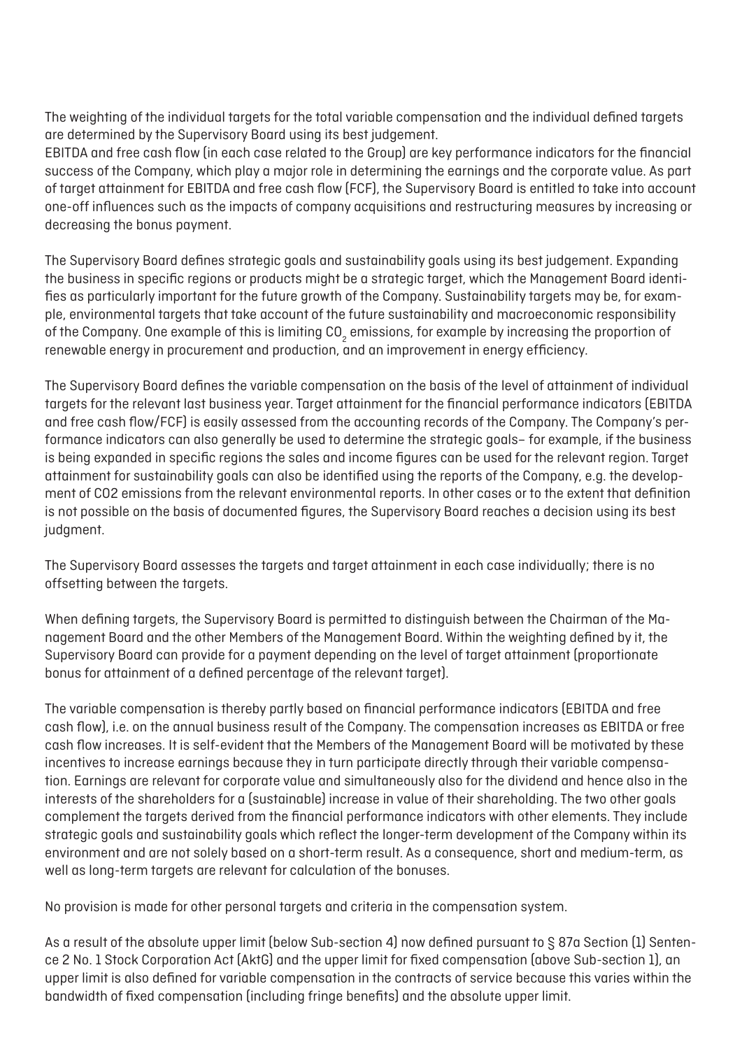The weighting of the individual targets for the total variable compensation and the individual defined targets are determined by the Supervisory Board using its best judgement.
EBITDA and free cash flow (in each case related to the Group) are key performance indicators for the financial success of the Company, which play a major role in determining the earnings and the corporate value. As part of target attainment for EBITDA and free cash flow (FCF), the Supervisory Board is entitled to take into account one-off influences such as the impacts of company acquisitions and restructuring measures by increasing or decreasing the bonus payment.

The Supervisory Board defines strategic goals and sustainability goals using its best judgement. Expanding the business in specific regions or products might be a strategic target, which the Management Board identifies as particularly important for the future growth of the Company. Sustainability targets may be, for example, environmental targets that take account of the future sustainability and macroeconomic responsibility of the Company. One example of this is limiting $CO_2$ emissions, for example by increasing the proportion of renewable energy in procurement and production, and an improvement in energy efficiency.

The Supervisory Board defines the variable compensation on the basis of the level of attainment of individual targets for the relevant last business year. Target attainment for the financial performance indicators (EBITDA and free cash flow/FCF) is easily assessed from the accounting records of the Company. The Company's performance indicators can also generally be used to determine the strategic goals– for example, if the business is being expanded in specific regions the sales and income figures can be used for the relevant region. Target attainment for sustainability goals can also be identified using the reports of the Company, e.g. the development of CO2 emissions from the relevant environmental reports. In other cases or to the extent that definition is not possible on the basis of documented figures, the Supervisory Board reaches a decision using its best judgment.

The Supervisory Board assesses the targets and target attainment in each case individually; there is no offsetting between the targets.

When defining targets, the Supervisory Board is permitted to distinguish between the Chairman of the Management Board and the other Members of the Management Board. Within the weighting defined by it, the Supervisory Board can provide for a payment depending on the level of target attainment (proportionate bonus for attainment of a defined percentage of the relevant target).

The variable compensation is thereby partly based on financial performance indicators (EBITDA and free cash flow), i.e. on the annual business result of the Company. The compensation increases as EBITDA or free cash flow increases. It is self-evident that the Members of the Management Board will be motivated by these incentives to increase earnings because they in turn participate directly through their variable compensation. Earnings are relevant for corporate value and simultaneously also for the dividend and hence also in the interests of the shareholders for a (sustainable) increase in value of their shareholding. The two other goals complement the targets derived from the financial performance indicators with other elements. They include strategic goals and sustainability goals which reflect the longer-term development of the Company within its environment and are not solely based on a short-term result. As a consequence, short and medium-term, as well as long-term targets are relevant for calculation of the bonuses.

No provision is made for other personal targets and criteria in the compensation system.

As a result of the absolute upper limit (below Sub-section 4) now defined pursuant to § 87a Section (1) Sentence 2 No. 1 Stock Corporation Act (AktG) and the upper limit for fixed compensation (above Sub-section 1), an upper limit is also defined for variable compensation in the contracts of service because this varies within the bandwidth of fixed compensation (including fringe benefits) and the absolute upper limit.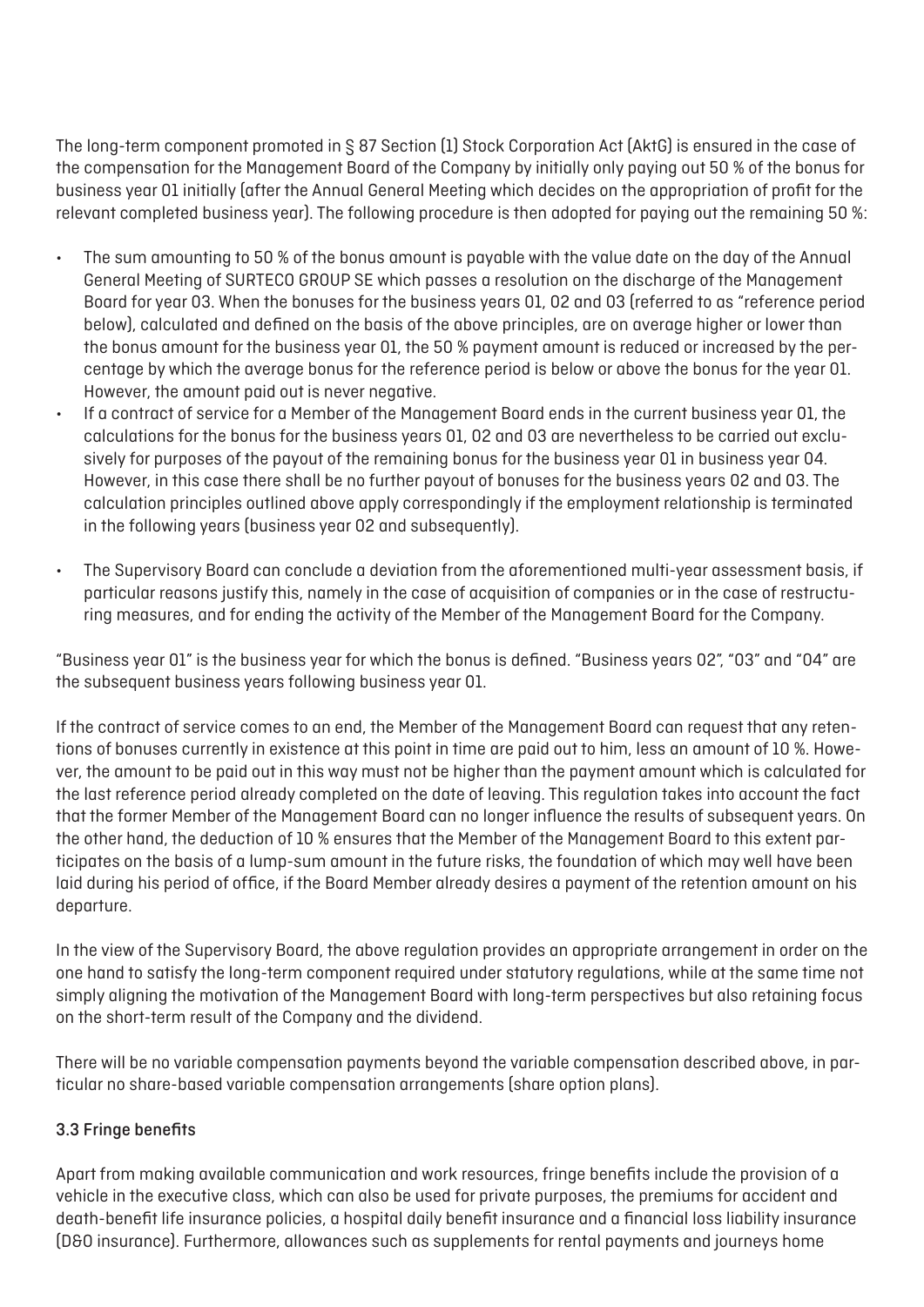The long-term component promoted in § 87 Section (1) Stock Corporation Act (AktG) is ensured in the case of the compensation for the Management Board of the Company by initially only paying out 50 % of the bonus for business year 01 initially (after the Annual General Meeting which decides on the appropriation of profit for the relevant completed business year). The following procedure is then adopted for paying out the remaining 50 %:

- The sum amounting to 50 % of the bonus amount is payable with the value date on the day of the Annual General Meeting of SURTECO GROUP SE which passes a resolution on the discharge of the Management Board for year 03. When the bonuses for the business years 01, 02 and 03 (referred to as "reference period below), calculated and defined on the basis of the above principles, are on average higher or lower than the bonus amount for the business year 01, the 50 % payment amount is reduced or increased by the percentage by which the average bonus for the reference period is below or above the bonus for the year 01. However, the amount paid out is never negative.
- If a contract of service for a Member of the Management Board ends in the current business year 01, the calculations for the bonus for the business years 01, 02 and 03 are nevertheless to be carried out exclusively for purposes of the payout of the remaining bonus for the business year 01 in business year 04. However, in this case there shall be no further payout of bonuses for the business years 02 and 03. The calculation principles outlined above apply correspondingly if the employment relationship is terminated in the following years (business year 02 and subsequently).
- The Supervisory Board can conclude a deviation from the aforementioned multi-year assessment basis, if particular reasons justify this, namely in the case of acquisition of companies or in the case of restructuring measures, and for ending the activity of the Member of the Management Board for the Company.

"Business year 01" is the business year for which the bonus is defined. "Business years 02", "03" and "04" are the subsequent business years following business year 01.

If the contract of service comes to an end, the Member of the Management Board can request that any retentions of bonuses currently in existence at this point in time are paid out to him, less an amount of 10 %. However, the amount to be paid out in this way must not be higher than the payment amount which is calculated for the last reference period already completed on the date of leaving. This regulation takes into account the fact that the former Member of the Management Board can no longer influence the results of subsequent years. On the other hand, the deduction of 10 % ensures that the Member of the Management Board to this extent participates on the basis of a lump-sum amount in the future risks, the foundation of which may well have been laid during his period of office, if the Board Member already desires a payment of the retention amount on his departure.

In the view of the Supervisory Board, the above regulation provides an appropriate arrangement in order on the one hand to satisfy the long-term component required under statutory regulations, while at the same time not simply aligning the motivation of the Management Board with long-term perspectives but also retaining focus on the short-term result of the Company and the dividend.

There will be no variable compensation payments beyond the variable compensation described above, in particular no share-based variable compensation arrangements (share option plans).

### 3.3 Fringe benefits

Apart from making available communication and work resources, fringe benefits include the provision of a vehicle in the executive class, which can also be used for private purposes, the premiums for accident and death-benefit life insurance policies, a hospital daily benefit insurance and a financial loss liability insurance (D&O insurance). Furthermore, allowances such as supplements for rental payments and journeys home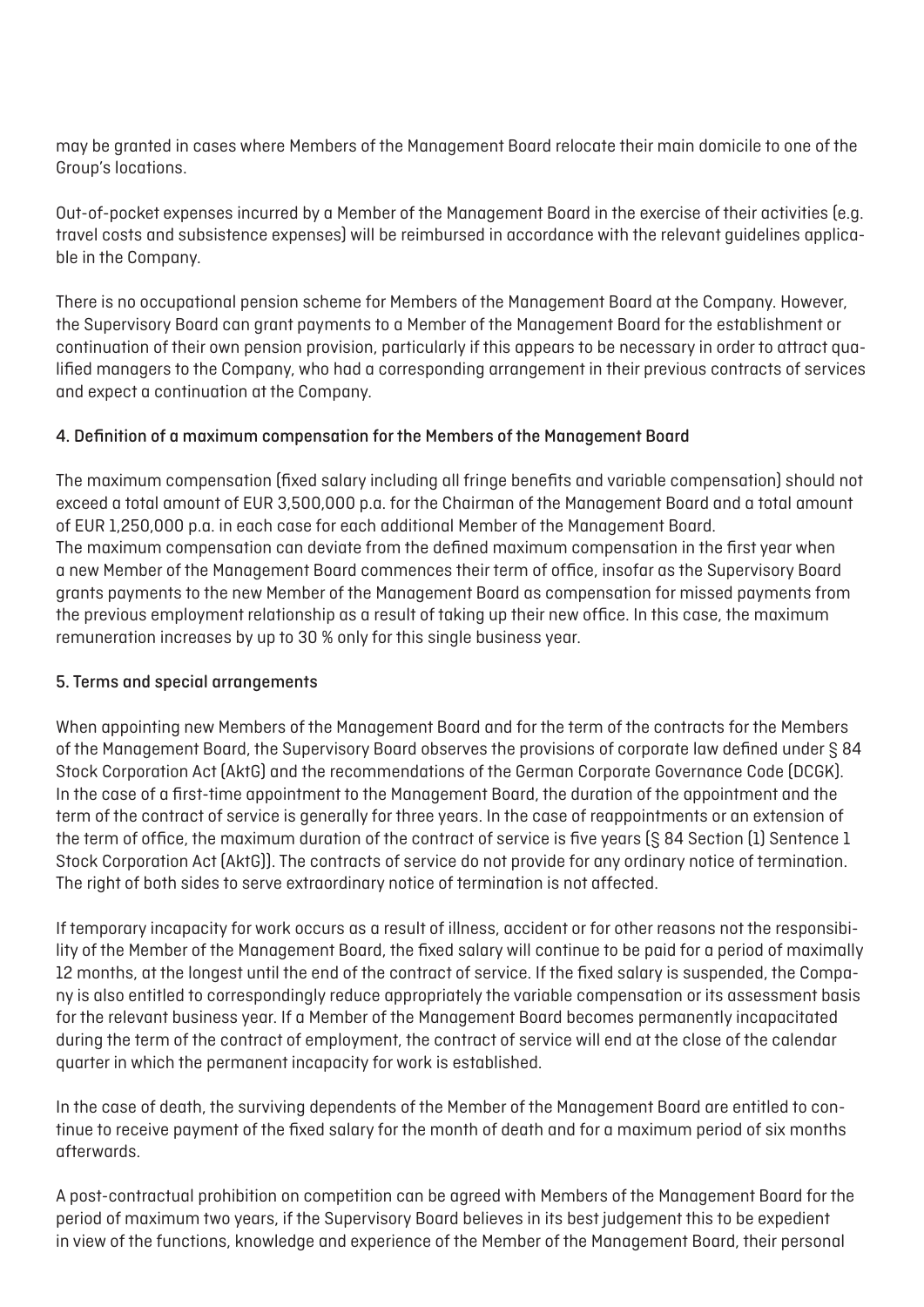may be granted in cases where Members of the Management Board relocate their main domicile to one of the Group's locations.

Out-of-pocket expenses incurred by a Member of the Management Board in the exercise of their activities (e.g. travel costs and subsistence expenses) will be reimbursed in accordance with the relevant guidelines applicable in the Company.

There is no occupational pension scheme for Members of the Management Board at the Company. However, the Supervisory Board can grant payments to a Member of the Management Board for the establishment or continuation of their own pension provision, particularly if this appears to be necessary in order to attract qualified managers to the Company, who had a corresponding arrangement in their previous contracts of services and expect a continuation at the Company.

## 4. Definition of a maximum compensation for the Members of the Management Board

The maximum compensation (fixed salary including all fringe benefits and variable compensation) should not exceed a total amount of EUR 3,500,000 p.a. for the Chairman of the Management Board and a total amount of EUR 1,250,000 p.a. in each case for each additional Member of the Management Board.
The maximum compensation can deviate from the defined maximum compensation in the first year when a new Member of the Management Board commences their term of office, insofar as the Supervisory Board grants payments to the new Member of the Management Board as compensation for missed payments from the previous employment relationship as a result of taking up their new office. In this case, the maximum remuneration increases by up to 30 % only for this single business year.

## 5. Terms and special arrangements

When appointing new Members of the Management Board and for the term of the contracts for the Members of the Management Board, the Supervisory Board observes the provisions of corporate law defined under § 84 Stock Corporation Act (AktG) and the recommendations of the German Corporate Governance Code (DCGK). In the case of a first-time appointment to the Management Board, the duration of the appointment and the term of the contract of service is generally for three years. In the case of reappointments or an extension of the term of office, the maximum duration of the contract of service is five years (§ 84 Section (1) Sentence 1 Stock Corporation Act (AktG)). The contracts of service do not provide for any ordinary notice of termination. The right of both sides to serve extraordinary notice of termination is not affected.

If temporary incapacity for work occurs as a result of illness, accident or for other reasons not the responsibility of the Member of the Management Board, the fixed salary will continue to be paid for a period of maximally 12 months, at the longest until the end of the contract of service. If the fixed salary is suspended, the Company is also entitled to correspondingly reduce appropriately the variable compensation or its assessment basis for the relevant business year. If a Member of the Management Board becomes permanently incapacitated during the term of the contract of employment, the contract of service will end at the close of the calendar quarter in which the permanent incapacity for work is established.

In the case of death, the surviving dependents of the Member of the Management Board are entitled to continue to receive payment of the fixed salary for the month of death and for a maximum period of six months afterwards.

A post-contractual prohibition on competition can be agreed with Members of the Management Board for the period of maximum two years, if the Supervisory Board believes in its best judgement this to be expedient in view of the functions, knowledge and experience of the Member of the Management Board, their personal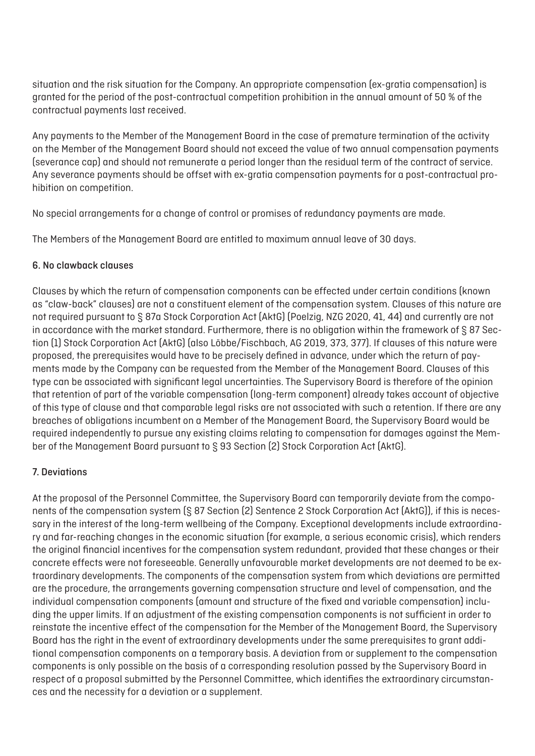situation and the risk situation for the Company. An appropriate compensation (ex-gratia compensation) is granted for the period of the post-contractual competition prohibition in the annual amount of 50 % of the contractual payments last received.

Any payments to the Member of the Management Board in the case of premature termination of the activity on the Member of the Management Board should not exceed the value of two annual compensation payments (severance cap) and should not remunerate a period longer than the residual term of the contract of service. Any severance payments should be offset with ex-gratia compensation payments for a post-contractual prohibition on competition.

No special arrangements for a change of control or promises of redundancy payments are made.

The Members of the Management Board are entitled to maximum annual leave of 30 days.

### 6. No clawback clauses

Clauses by which the return of compensation components can be effected under certain conditions (known as "claw-back" clauses) are not a constituent element of the compensation system. Clauses of this nature are not required pursuant to § 87a Stock Corporation Act (AktG) (Poelzig, NZG 2020, 41, 44) and currently are not in accordance with the market standard. Furthermore, there is no obligation within the framework of § 87 Section (1) Stock Corporation Act (AktG) (also Löbbe/Fischbach, AG 2019, 373, 377). If clauses of this nature were proposed, the prerequisites would have to be precisely defined in advance, under which the return of payments made by the Company can be requested from the Member of the Management Board. Clauses of this type can be associated with significant legal uncertainties. The Supervisory Board is therefore of the opinion that retention of part of the variable compensation (long-term component) already takes account of objective of this type of clause and that comparable legal risks are not associated with such a retention. If there are any breaches of obligations incumbent on a Member of the Management Board, the Supervisory Board would be required independently to pursue any existing claims relating to compensation for damages against the Member of the Management Board pursuant to § 93 Section (2) Stock Corporation Act (AktG).

### 7. Deviations

At the proposal of the Personnel Committee, the Supervisory Board can temporarily deviate from the components of the compensation system (§ 87 Section (2) Sentence 2 Stock Corporation Act (AktG)), if this is necessary in the interest of the long-term wellbeing of the Company. Exceptional developments include extraordinary and far-reaching changes in the economic situation (for example, a serious economic crisis), which renders the original financial incentives for the compensation system redundant, provided that these changes or their concrete effects were not foreseeable. Generally unfavourable market developments are not deemed to be extraordinary developments. The components of the compensation system from which deviations are permitted are the procedure, the arrangements governing compensation structure and level of compensation, and the individual compensation components (amount and structure of the fixed and variable compensation) including the upper limits. If an adjustment of the existing compensation components is not sufficient in order to reinstate the incentive effect of the compensation for the Member of the Management Board, the Supervisory Board has the right in the event of extraordinary developments under the same prerequisites to grant additional compensation components on a temporary basis. A deviation from or supplement to the compensation components is only possible on the basis of a corresponding resolution passed by the Supervisory Board in respect of a proposal submitted by the Personnel Committee, which identifies the extraordinary circumstances and the necessity for a deviation or a supplement.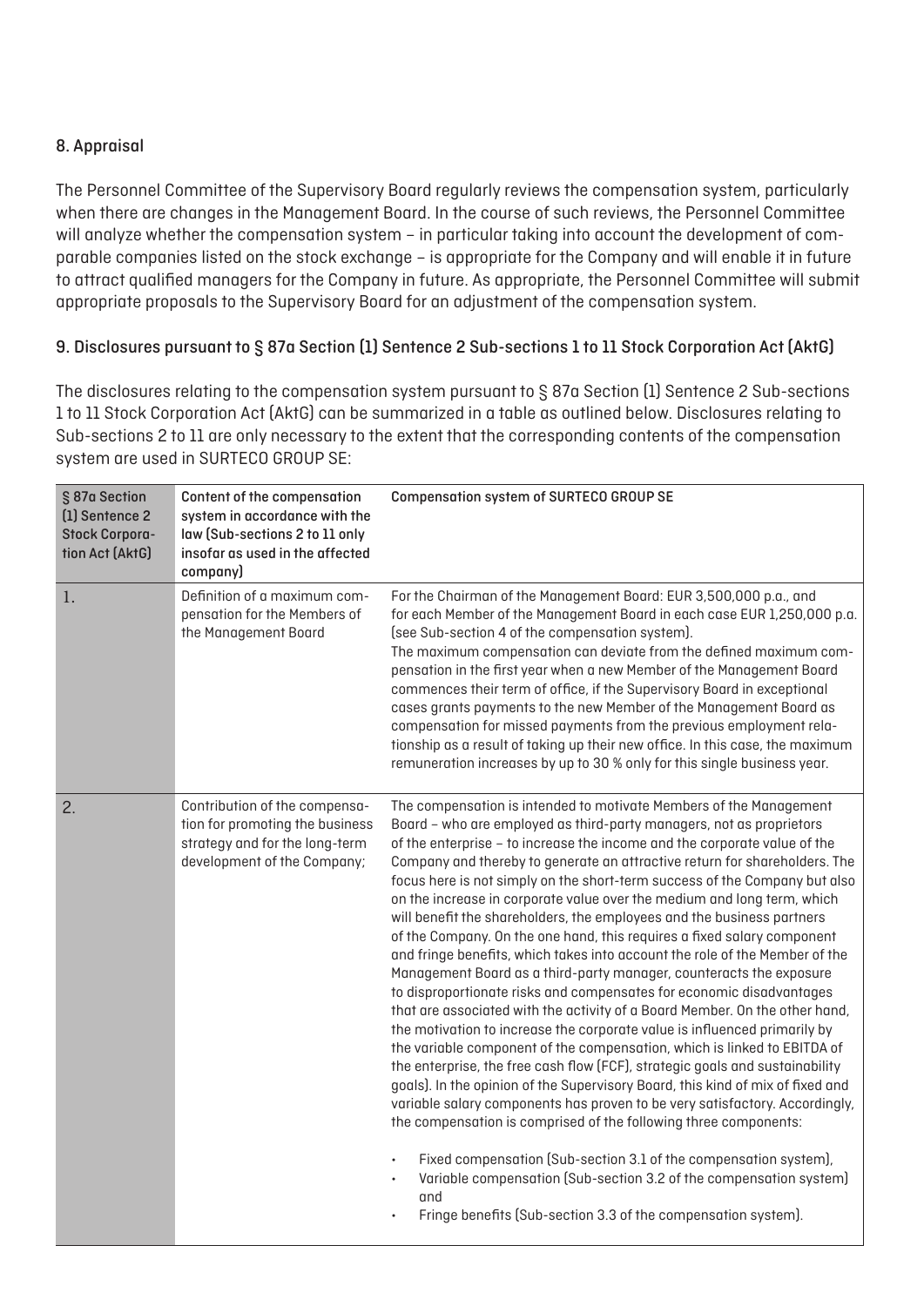## 8. Appraisal

The Personnel Committee of the Supervisory Board regularly reviews the compensation system, particularly when there are changes in the Management Board. In the course of such reviews, the Personnel Committee will analyze whether the compensation system – in particular taking into account the development of comparable companies listed on the stock exchange – is appropriate for the Company and will enable it in future to attract qualified managers for the Company in future. As appropriate, the Personnel Committee will submit appropriate proposals to the Supervisory Board for an adjustment of the compensation system.

## 9. Disclosures pursuant to § 87a Section (1) Sentence 2 Sub-sections 1 to 11 Stock Corporation Act (AktG)

The disclosures relating to the compensation system pursuant to § 87a Section (1) Sentence 2 Sub-sections 1 to 11 Stock Corporation Act (AktG) can be summarized in a table as outlined below. Disclosures relating to Sub-sections 2 to 11 are only necessary to the extent that the corresponding contents of the compensation system are used in SURTECO GROUP SE:

| § 87a Section (1) Sentence 2 Stock Corporation Act (AktG) | Content of the compensation system in accordance with the law (Sub-sections 2 to 11 only insofar as used in the affected company) | Compensation system of SURTECO GROUP SE |
|---|---|---|
| 1. | Definition of a maximum compensation for the Members of the Management Board | For the Chairman of the Management Board: EUR 3,500,000 p.a., and for each Member of the Management Board in each case EUR 1,250,000 p.a. (see Sub-section 4 of the compensation system).<br>The maximum compensation can deviate from the defined maximum compensation in the first year when a new Member of the Management Board commences their term of office, if the Supervisory Board in exceptional cases grants payments to the new Member of the Management Board as compensation for missed payments from the previous employment relationship as a result of taking up their new office. In this case, the maximum remuneration increases by up to 30 % only for this single business year. |
| 2. | Contribution of the compensation for promoting the business strategy and for the long-term development of the Company; | The compensation is intended to motivate Members of the Management Board – who are employed as third-party managers, not as proprietors of the enterprise – to increase the income and the corporate value of the Company and thereby to generate an attractive return for shareholders. The focus here is not simply on the short-term success of the Company but also on the increase in corporate value over the medium and long term, which will benefit the shareholders, the employees and the business partners of the Company. On the one hand, this requires a fixed salary component and fringe benefits, which takes into account the role of the Member of the Management Board as a third-party manager, counteracts the exposure to disproportionate risks and compensates for economic disadvantages that are associated with the activity of a Board Member. On the other hand, the motivation to increase the corporate value is influenced primarily by the variable component of the compensation, which is linked to EBITDA of the enterprise, the free cash flow (FCF), strategic goals and sustainability goals). In the opinion of the Supervisory Board, this kind of mix of fixed and variable salary components has proven to be very satisfactory. Accordingly, the compensation is comprised of the following three components:<br>• Fixed compensation (Sub-section 3.1 of the compensation system),<br>• Variable compensation (Sub-section 3.2 of the compensation system) and<br>• Fringe benefits (Sub-section 3.3 of the compensation system). |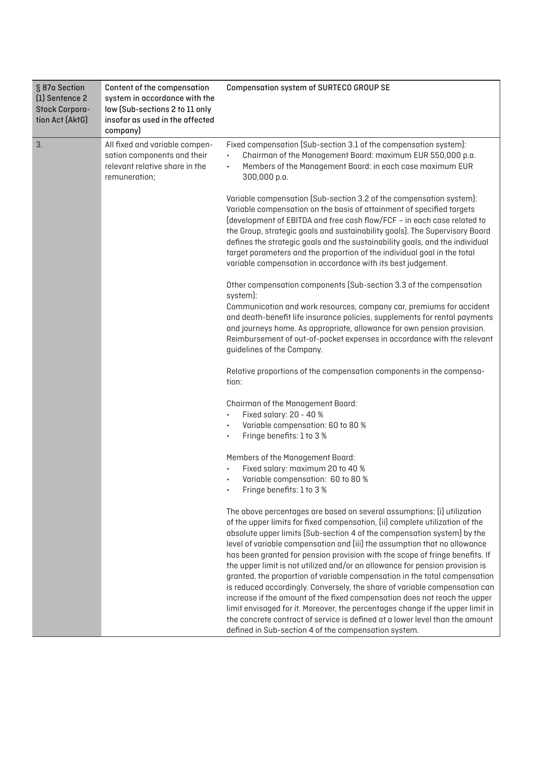| § 87a Section (1) Sentence 2 Stock Corporation Act (AktG) | Content of the compensation system in accordance with the law (Sub-sections 2 to 11 only insofar as used in the affected company) | Compensation system of SURTECO GROUP SE |
|---|---|---|
| 3. | All fixed and variable compensation components and their relevant relative share in the remuneration; | Fixed compensation (Sub-section 3.1 of the compensation system):<br>• Chairman of the Management Board: maximum EUR 550,000 p.a.<br>• Members of the Management Board: in each case maximum EUR 300,000 p.a.<br><br>Variable compensation (Sub-section 3.2 of the compensation system): Variable compensation on the basis of attainment of specified targets (development of EBITDA and free cash flow/FCF – in each case related to the Group, strategic goals and sustainability goals). The Supervisory Board defines the strategic goals and the sustainability goals, and the individual target parameters and the proportion of the individual goal in the total variable compensation in accordance with its best judgement.<br><br>Other compensation components (Sub-section 3.3 of the compensation system):<br>Communication and work resources, company car, premiums for accident and death-benefit life insurance policies, supplements for rental payments and journeys home. As appropriate, allowance for own pension provision. Reimbursement of out-of-pocket expenses in accordance with the relevant guidelines of the Company.<br><br>Relative proportions of the compensation components in the compensation:<br><br>Chairman of the Management Board:<br>• Fixed salary: 20 - 40 %<br>• Variable compensation: 60 to 80 %<br>• Fringe benefits: 1 to 3 %<br><br>Members of the Management Board:<br>• Fixed salary: maximum 20 to 40 %<br>• Variable compensation: 60 to 80 %<br>• Fringe benefits: 1 to 3 %<br><br>The above percentages are based on several assumptions: (i) utilization of the upper limits for fixed compensation, (ii) complete utilization of the absolute upper limits (Sub-section 4 of the compensation system) by the level of variable compensation and (iii) the assumption that no allowance has been granted for pension provision with the scope of fringe benefits. If the upper limit is not utilized and/or an allowance for pension provision is granted, the proportion of variable compensation in the total compensation is reduced accordingly. Conversely, the share of variable compensation can increase if the amount of the fixed compensation does not reach the upper limit envisaged for it. Moreover, the percentages change if the upper limit in the concrete contract of service is defined at a lower level than the amount defined in Sub-section 4 of the compensation system. |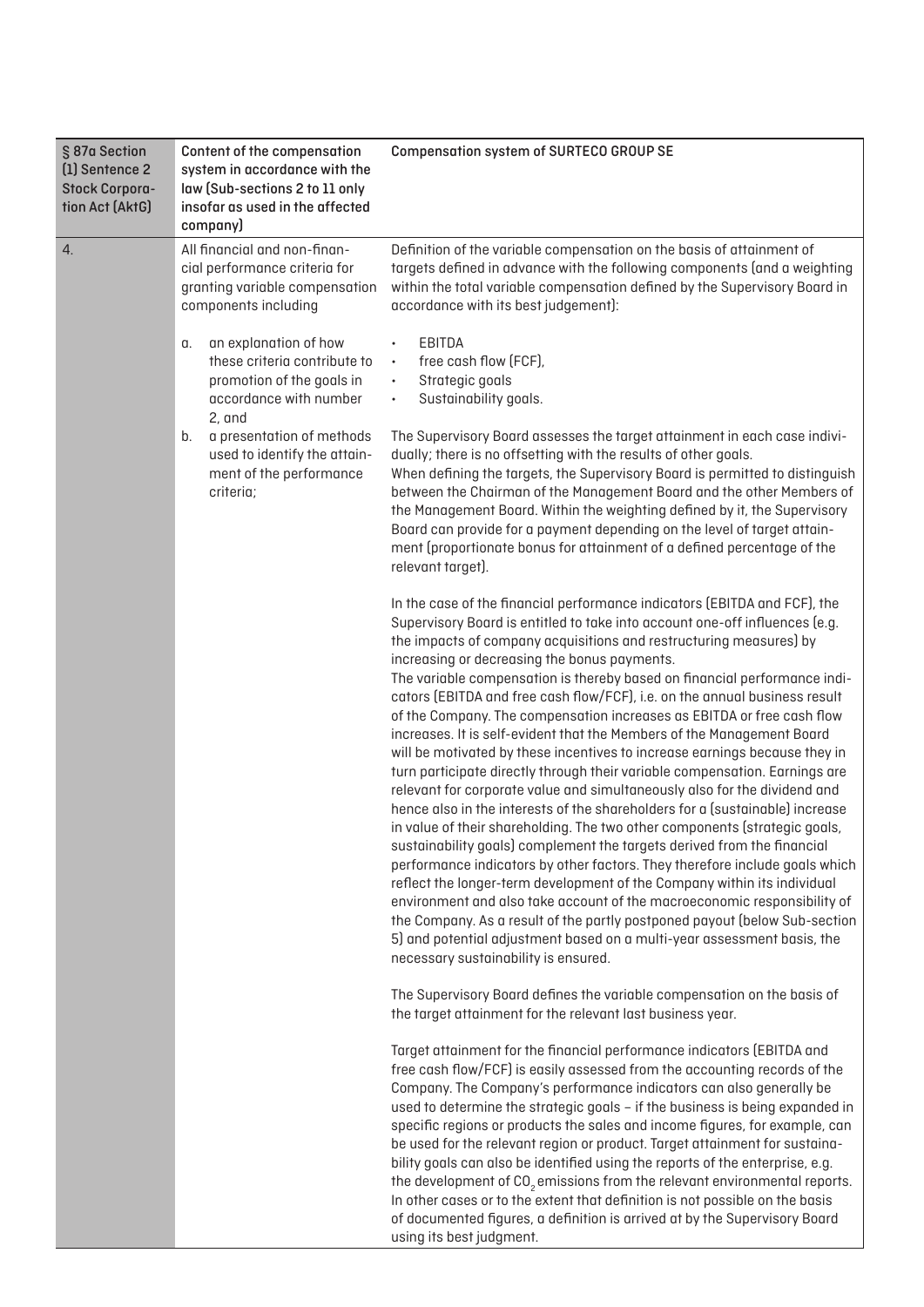| § 87a Section (1) Sentence 2 Stock Corporation Act (AktG) | Content of the compensation system in accordance with the law (Sub-sections 2 to 11 only insofar as used in the affected company) | Compensation system of SURTECO GROUP SE |
|---|---|---|
| 4. | All financial and non-financial performance criteria for granting variable compensation components including<br><br>a. an explanation of how these criteria contribute to promotion of the goals in accordance with number 2, and<br>b. a presentation of methods used to identify the attainment of the performance criteria; | Definition of the variable compensation on the basis of attainment of targets defined in advance with the following components (and a weighting within the total variable compensation defined by the Supervisory Board in accordance with its best judgement):<br><br>• EBITDA<br>• free cash flow (FCF),<br>• Strategic goals<br>• Sustainability goals.<br><br>The Supervisory Board assesses the target attainment in each case individually; there is no offsetting with the results of other goals.<br>When defining the targets, the Supervisory Board is permitted to distinguish between the Chairman of the Management Board and the other Members of the Management Board. Within the weighting defined by it, the Supervisory Board can provide for a payment depending on the level of target attainment (proportionate bonus for attainment of a defined percentage of the relevant target).<br><br>In the case of the financial performance indicators (EBITDA and FCF), the Supervisory Board is entitled to take into account one-off influences (e.g. the impacts of company acquisitions and restructuring measures) by increasing or decreasing the bonus payments.<br>The variable compensation is thereby based on financial performance indicators (EBITDA and free cash flow/FCF), i.e. on the annual business result of the Company. The compensation increases as EBITDA or free cash flow increases. It is self-evident that the Members of the Management Board will be motivated by these incentives to increase earnings because they in turn participate directly through their variable compensation. Earnings are relevant for corporate value and simultaneously also for the dividend and hence also in the interests of the shareholders for a (sustainable) increase in value of their shareholding. The two other components (strategic goals, sustainability goals) complement the targets derived from the financial performance indicators by other factors. They therefore include goals which reflect the longer-term development of the Company within its individual environment and also take account of the macroeconomic responsibility of the Company. As a result of the partly postponed payout (below Sub-section 5) and potential adjustment based on a multi-year assessment basis, the necessary sustainability is ensured.<br><br>The Supervisory Board defines the variable compensation on the basis of the target attainment for the relevant last business year.<br><br>Target attainment for the financial performance indicators (EBITDA and free cash flow/FCF) is easily assessed from the accounting records of the Company. The Company's performance indicators can also generally be used to determine the strategic goals – if the business is being expanded in specific regions or products the sales and income figures, for example, can be used for the relevant region or product. Target attainment for sustainability goals can also be identified using the reports of the enterprise, e.g. the development of $CO_2$ emissions from the relevant environmental reports. In other cases or to the extent that definition is not possible on the basis of documented figures, a definition is arrived at by the Supervisory Board using its best judgment. |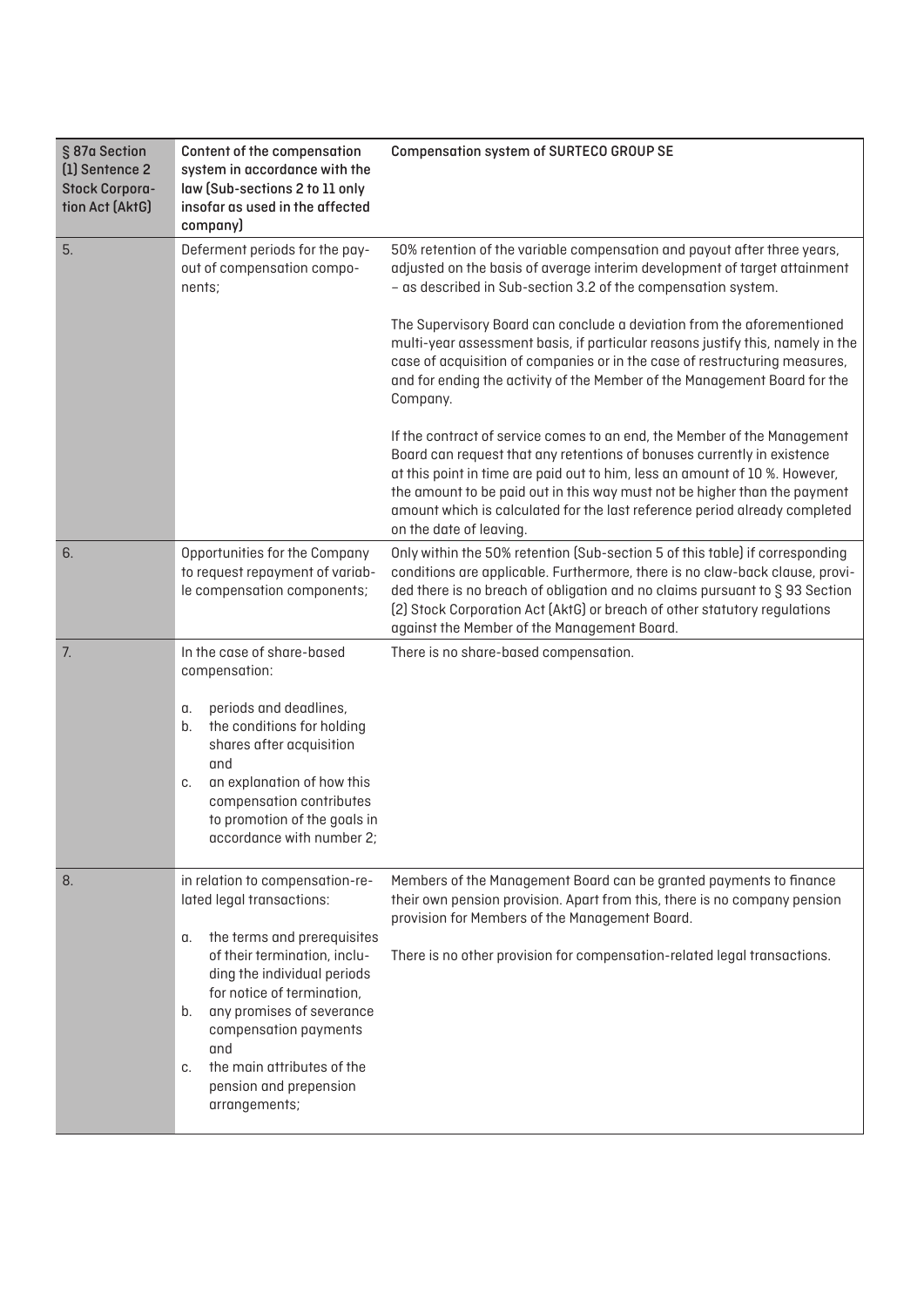| § 87a Section (1) Sentence 2 Stock Corporation Act (AktG) | Content of the compensation system in accordance with the law (Sub-sections 2 to 11 only insofar as used in the affected company) | Compensation system of SURTECO GROUP SE |
|---|---|---|
| 5. | Deferment periods for the payout of compensation components; | 50% retention of the variable compensation and payout after three years, adjusted on the basis of average interim development of target attainment – as described in Sub-section 3.2 of the compensation system.<br><br>The Supervisory Board can conclude a deviation from the aforementioned multi-year assessment basis, if particular reasons justify this, namely in the case of acquisition of companies or in the case of restructuring measures, and for ending the activity of the Member of the Management Board for the Company.<br><br>If the contract of service comes to an end, the Member of the Management Board can request that any retentions of bonuses currently in existence at this point in time are paid out to him, less an amount of 10 %. However, the amount to be paid out in this way must not be higher than the payment amount which is calculated for the last reference period already completed on the date of leaving. |
| 6. | Opportunities for the Company to request repayment of variable compensation components; | Only within the 50% retention (Sub-section 5 of this table) if corresponding conditions are applicable. Furthermore, there is no claw-back clause, provided there is no breach of obligation and no claims pursuant to § 93 Section (2) Stock Corporation Act (AktG) or breach of other statutory regulations against the Member of the Management Board. |
| 7. | In the case of share-based compensation:<br><br>a. periods and deadlines,<br>b. the conditions for holding shares after acquisition and<br>c. an explanation of how this compensation contributes to promotion of the goals in accordance with number 2; | There is no share-based compensation. |
| 8. | in relation to compensation-related legal transactions:<br><br>a. the terms and prerequisites of their termination, including the individual periods for notice of termination,<br>b. any promises of severance compensation payments and<br>c. the main attributes of the pension and prepension arrangements; | Members of the Management Board can be granted payments to finance their own pension provision. Apart from this, there is no company pension provision for Members of the Management Board.<br><br>There is no other provision for compensation-related legal transactions. |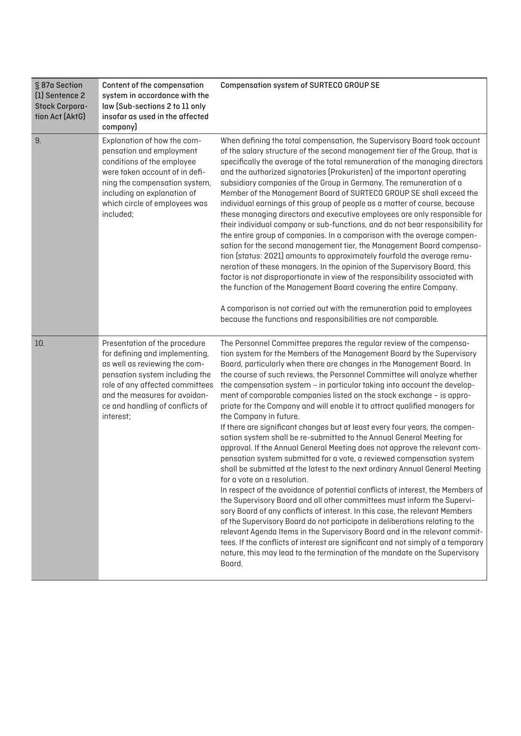| § 87a Section (1) Sentence 2 Stock Corporation Act (AktG) | Content of the compensation system in accordance with the law (Sub-sections 2 to 11 only insofar as used in the affected company) | Compensation system of SURTECO GROUP SE |
|---|---|---|
| 9. | Explanation of how the compensation and employment conditions of the employee were taken account of in defining the compensation system, including an explanation of which circle of employees was included; | When defining the total compensation, the Supervisory Board took account of the salary structure of the second management tier of the Group, that is specifically the average of the total remuneration of the managing directors and the authorized signatories (Prokuristen) of the important operating subsidiary companies of the Group in Germany. The remuneration of a Member of the Management Board of SURTECO GROUP SE shall exceed the individual earnings of this group of people as a matter of course, because these managing directors and executive employees are only responsible for their individual company or sub-functions, and do not bear responsibility for the entire group of companies. In a comparison with the average compensation for the second management tier, the Management Board compensation (status: 2021) amounts to approximately fourfold the average remuneration of these managers. In the opinion of the Supervisory Board, this factor is not disproportionate in view of the responsibility associated with the function of the Management Board covering the entire Company.<br><br>A comparison is not carried out with the remuneration paid to employees because the functions and responsibilities are not comparable. |
| 10. | Presentation of the procedure for defining and implementing, as well as reviewing the compensation system including the role of any affected committees and the measures for avoidance and handling of conflicts of interest; | The Personnel Committee prepares the regular review of the compensation system for the Members of the Management Board by the Supervisory Board, particularly when there are changes in the Management Board. In the course of such reviews, the Personnel Committee will analyze whether the compensation system – in particular taking into account the development of comparable companies listed on the stock exchange – is appropriate for the Company and will enable it to attract qualified managers for the Company in future.<br>If there are significant changes but at least every four years, the compensation system shall be re-submitted to the Annual General Meeting for approval. If the Annual General Meeting does not approve the relevant compensation system submitted for a vote, a reviewed compensation system shall be submitted at the latest to the next ordinary Annual General Meeting for a vote on a resolution.<br>In respect of the avoidance of potential conflicts of interest, the Members of the Supervisory Board and all other committees must inform the Supervisory Board of any conflicts of interest. In this case, the relevant Members of the Supervisory Board do not participate in deliberations relating to the relevant Agenda Items in the Supervisory Board and in the relevant committees. If the conflicts of interest are significant and not simply of a temporary nature, this may lead to the termination of the mandate on the Supervisory Board. |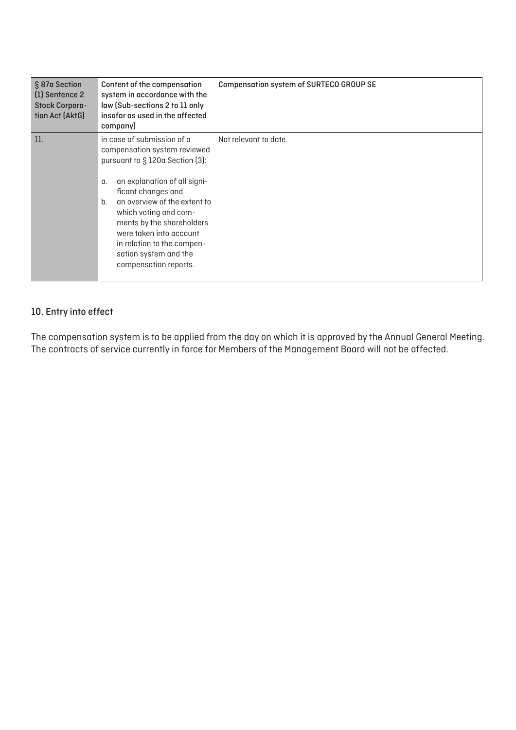| § 87a Section (1) Sentence 2 Stock Corporation Act (AktG) | Content of the compensation system in accordance with the law (Sub-sections 2 to 11 only insofar as used in the affected company) | Compensation system of SURTECO GROUP SE |
|---|---|---|
| 11. | in case of submission of a compensation system reviewed pursuant to § 120a Section (3):<br><br>a. an explanation of all significant changes and<br>b. an overview of the extent to which voting and comments by the shareholders were taken into account in relation to the compensation system and the compensation reports. | Not relevant to date. |

## 10. Entry into effect

The compensation system is to be applied from the day on which it is approved by the Annual General Meeting. The contracts of service currently in force for Members of the Management Board will not be affected.